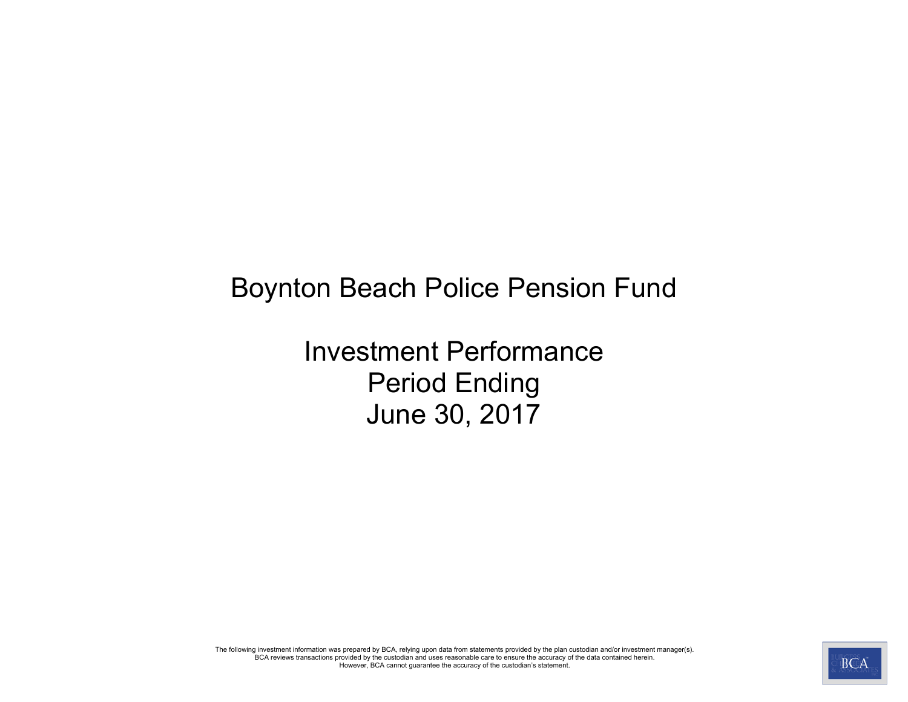# Boynton Beach Police Pension Fund

## Investment Performance
## Period Ending
## June 30, 2017

The following investment information was prepared by BCA, relying upon data from statements provided by the plan custodian and/or investment manager(s). BCA reviews transactions provided by the custodian and uses reasonable care to ensure the accuracy of the data contained herein. However, BCA cannot guarantee the accuracy of the custodian's statement.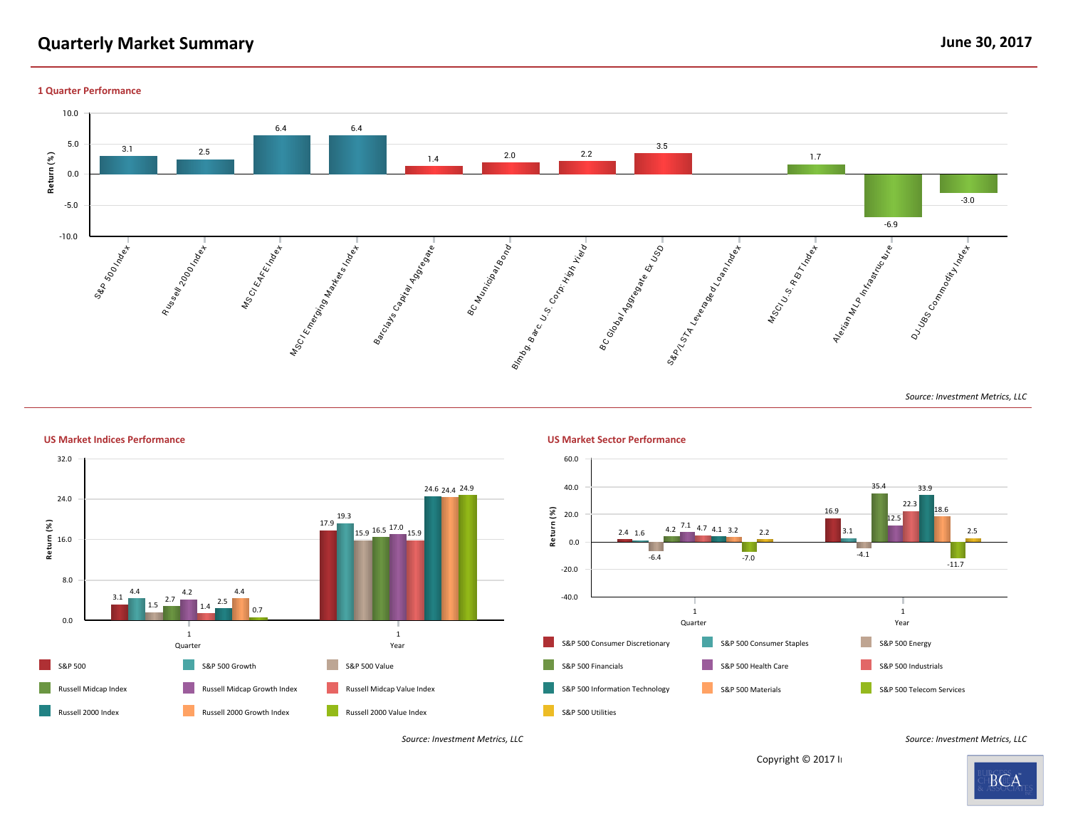# Quarterly Market Summary

June 30, 2017

## 1 Quarter Performance

| Index | Return (%) |
|---|---|
| S&P 500 Index | 3.1 |
| Russell 2000 Index | 2.5 |
| MSCI EAFE Index | 6.4 |
| MSCI Emerging Markets Index | 6.4 |
| Barclays Capital Aggregate | 1.4 |
| BC Municipal Bond | 2.0 |
| Blmbg. Barc. U.S. Corp: High Yield | 2.2 |
| BC Global Aggregate Ex USD | 3.5 |
| S&P/LSTA Leveraged Loan Index | |
| MSCI U.S. REIT Index | 1.7 |
| Alerian MLP Infrastructure | -6.9 |
| DJ-UBS Commodity Index | -3.0 |

*Source: Investment Metrics, LLC*

## US Market Indices Performance

| Index | Quarter | Year |
|---|---|---|
| S&P 500 | 3.1 | 17.9 |
| S&P 500 Growth | 4.4 | 19.3 |
| S&P 500 Value | 1.5 | 15.9 |
| Russell Midcap Index | 2.7 | 16.5 |
| Russell Midcap Growth Index | 4.2 | 17.0 |
| Russell Midcap Value Index | 1.4 | 15.9 |
| Russell 2000 Index | 2.5 | 24.6 |
| Russell 2000 Growth Index | 4.4 | 24.4 |
| Russell 2000 Value Index | 0.7 | 24.9 |

*Source: Investment Metrics, LLC*

## US Market Sector Performance

| Sector | Quarter | Year |
|---|---|---|
| S&P 500 Consumer Discretionary | 2.4 | 16.9 |
| S&P 500 Consumer Staples | 1.6 | 3.1 |
| S&P 500 Energy | -6.4 | -4.1 |
| S&P 500 Financials | 4.2 | 35.4 |
| S&P 500 Health Care | 7.1 | 12.5 |
| S&P 500 Industrials | 4.7 | 22.3 |
| S&P 500 Information Technology | 4.1 | 33.9 |
| S&P 500 Materials | 3.2 | 18.6 |
| S&P 500 Telecom Services | -7.0 | -11.7 |
| S&P 500 Utilities | 2.2 | 2.5 |

*Source: Investment Metrics, LLC*

Copyright © 2017 I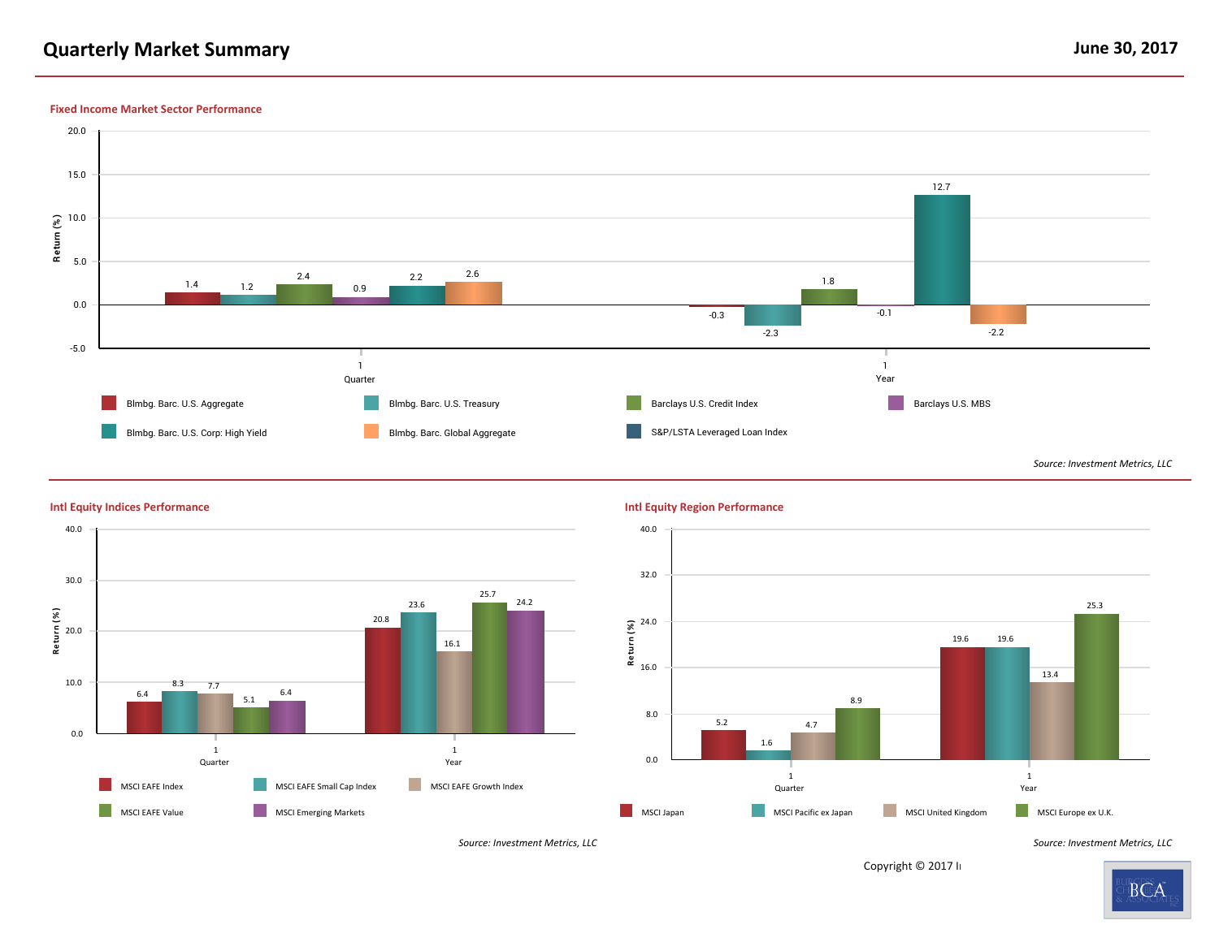# Quarterly Market Summary

June 30, 2017

## Fixed Income Market Sector Performance

| | 1 Quarter | 1 Year |
|---|---|---|
| Blmbg. Barc. U.S. Aggregate | 1.4 | -0.3 |
| Blmbg. Barc. U.S. Treasury | 1.2 | -2.3 |
| Barclays U.S. Credit Index | 2.4 | 1.8 |
| Barclays U.S. MBS | 0.9 | -0.1 |
| Blmbg. Barc. U.S. Corp: High Yield | 2.2 | 12.7 |
| Blmbg. Barc. Global Aggregate | 2.6 | -2.2 |
| S&P/LSTA Leveraged Loan Index | | |

*Source: Investment Metrics, LLC*

## Intl Equity Indices Performance

| | 1 Quarter | 1 Year |
|---|---|---|
| MSCI EAFE Index | 6.4 | 20.8 |
| MSCI EAFE Small Cap Index | 8.3 | 23.6 |
| MSCI EAFE Growth Index | 7.7 | 16.1 |
| MSCI EAFE Value | 5.1 | 25.7 |
| MSCI Emerging Markets | 6.4 | 24.2 |

*Source: Investment Metrics, LLC*

## Intl Equity Region Performance

| | 1 Quarter | 1 Year |
|---|---|---|
| MSCI Japan | 5.2 | 19.6 |
| MSCI Pacific ex Japan | 1.6 | 19.6 |
| MSCI United Kingdom | 4.7 | 13.4 |
| MSCI Europe ex U.K. | 8.9 | 25.3 |

*Source: Investment Metrics, LLC*

Copyright © 2017 I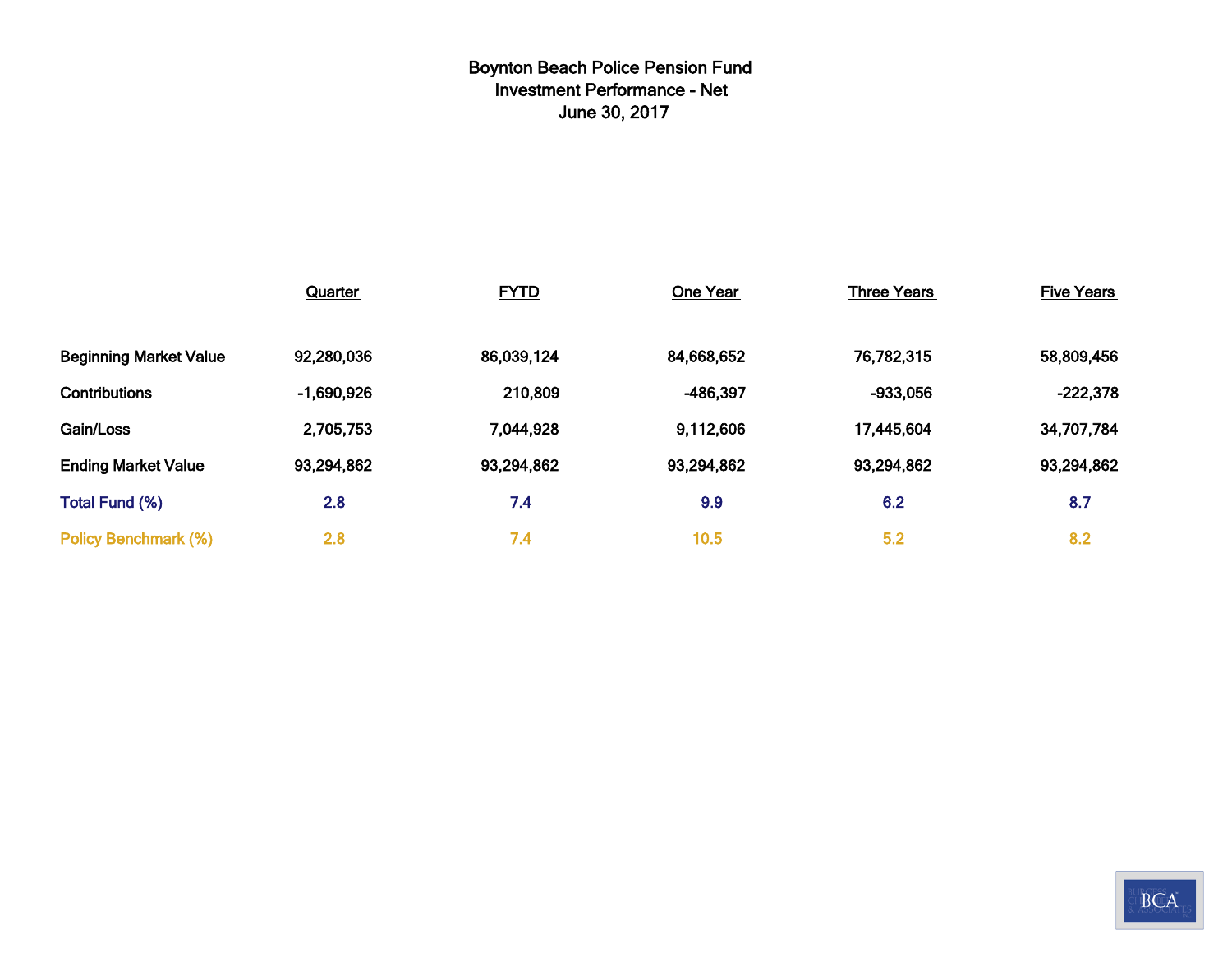# Boynton Beach Police Pension Fund
## Investment Performance - Net
## June 30, 2017

| | Quarter | FYTD | One Year | Three Years | Five Years |
|---|---|---|---|---|---|
| Beginning Market Value | 92,280,036 | 86,039,124 | 84,668,652 | 76,782,315 | 58,809,456 |
| Contributions | -1,690,926 | 210,809 | -486,397 | -933,056 | -222,378 |
| Gain/Loss | 2,705,753 | 7,044,928 | 9,112,606 | 17,445,604 | 34,707,784 |
| Ending Market Value | 93,294,862 | 93,294,862 | 93,294,862 | 93,294,862 | 93,294,862 |
| Total Fund (%) | 2.8 | 7.4 | 9.9 | 6.2 | 8.7 |
| Policy Benchmark (%) | 2.8 | 7.4 | 10.5 | 5.2 | 8.2 |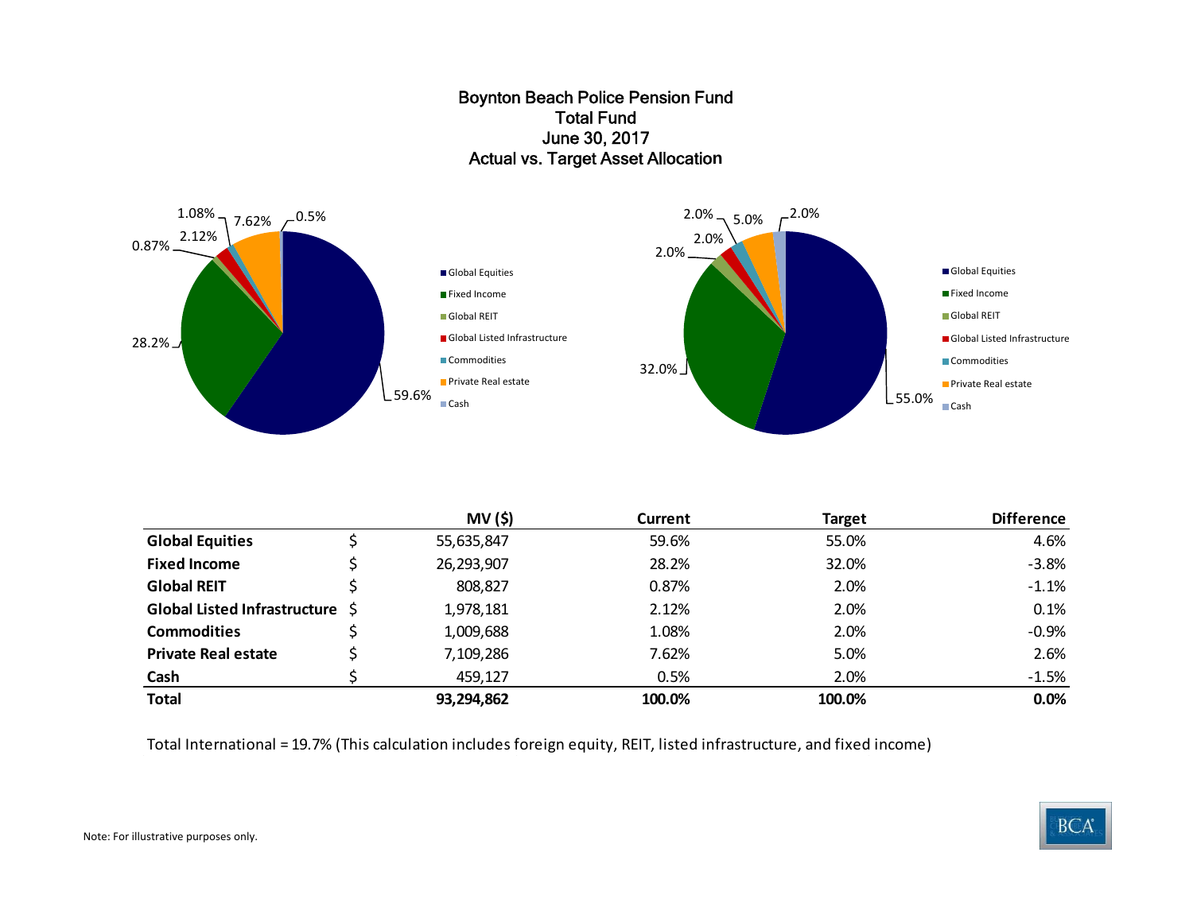# Boynton Beach Police Pension Fund
## Total Fund
## June 30, 2017
## Actual vs. Target Asset Allocation

| | | MV ($) | Current | Target | Difference |
|---|---|---|---|---|---|
| **Global Equities** | $ | 55,635,847 | 59.6% | 55.0% | 4.6% |
| **Fixed Income** | $ | 26,293,907 | 28.2% | 32.0% | -3.8% |
| **Global REIT** | $ | 808,827 | 0.87% | 2.0% | -1.1% |
| **Global Listed Infrastructure** | $ | 1,978,181 | 2.12% | 2.0% | 0.1% |
| **Commodities** | $ | 1,009,688 | 1.08% | 2.0% | -0.9% |
| **Private Real estate** | $ | 7,109,286 | 7.62% | 5.0% | 2.6% |
| **Cash** | $ | 459,127 | 0.5% | 2.0% | -1.5% |
| **Total** | | **93,294,862** | **100.0%** | **100.0%** | **0.0%** |

Total International = 19.7% (This calculation includes foreign equity, REIT, listed infrastructure, and fixed income)

Note: For illustrative purposes only.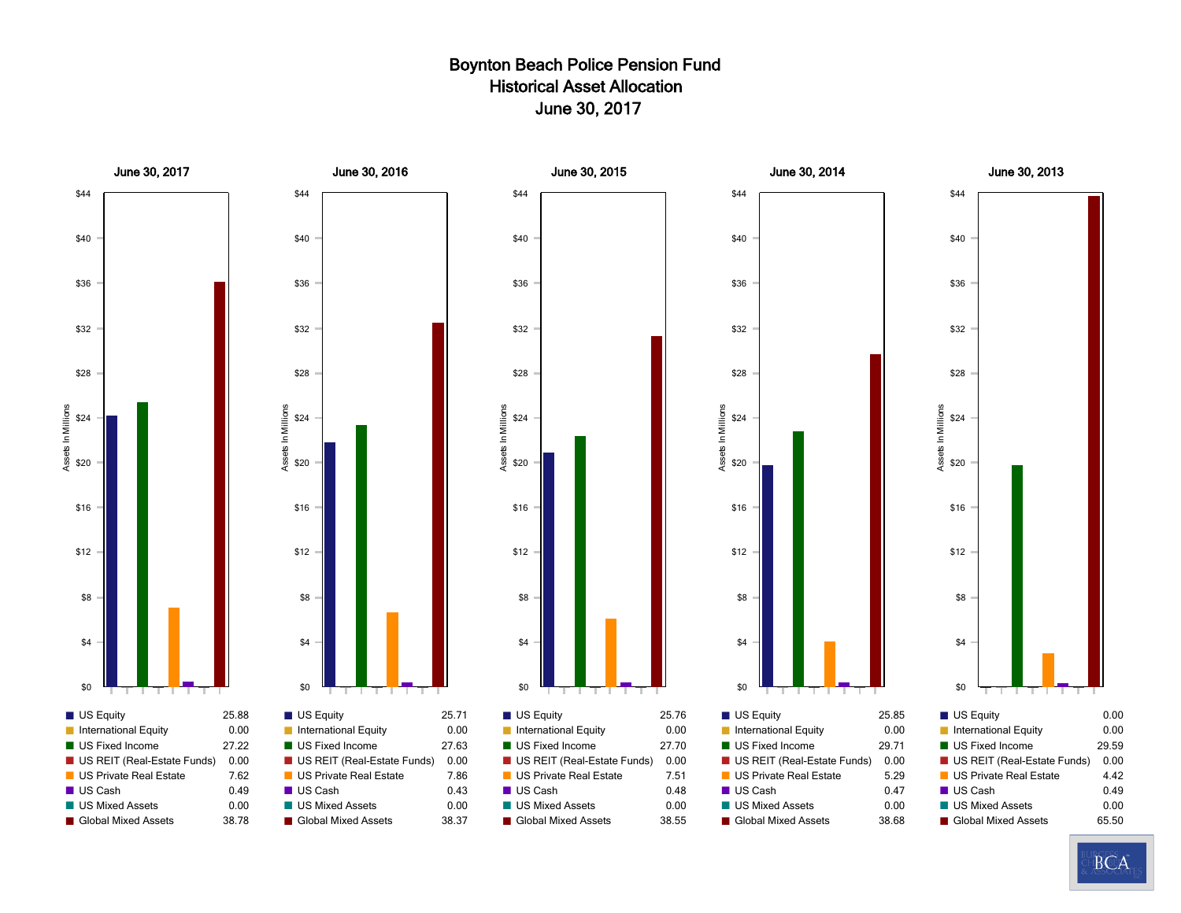# Boynton Beach Police Pension Fund
## Historical Asset Allocation
## June 30, 2017

| Asset Class | June 30, 2017 | June 30, 2016 | June 30, 2015 | June 30, 2014 | June 30, 2013 |
|---|---|---|---|---|---|
| US Equity | 25.88 | 25.71 | 25.76 | 25.85 | 0.00 |
| International Equity | 0.00 | 0.00 | 0.00 | 0.00 | 0.00 |
| US Fixed Income | 27.22 | 27.63 | 27.70 | 29.71 | 29.59 |
| US REIT (Real-Estate Funds) | 0.00 | 0.00 | 0.00 | 0.00 | 0.00 |
| US Private Real Estate | 7.62 | 7.86 | 7.51 | 5.29 | 4.42 |
| US Cash | 0.49 | 0.43 | 0.48 | 0.47 | 0.49 |
| US Mixed Assets | 0.00 | 0.00 | 0.00 | 0.00 | 0.00 |
| Global Mixed Assets | 38.78 | 38.37 | 38.55 | 38.68 | 65.50 |

Assets In Millions ($0 – $44)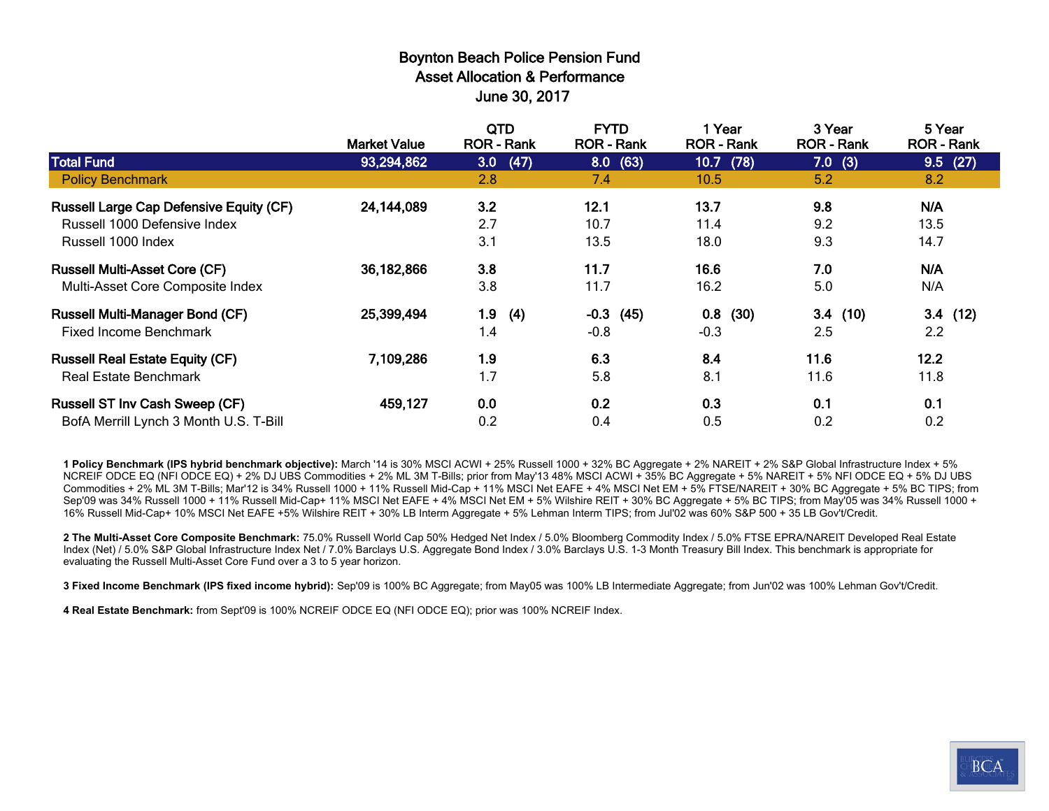# Boynton Beach Police Pension Fund
## Asset Allocation & Performance
### June 30, 2017

| | Market Value | QTD ROR - Rank | FYTD ROR - Rank | 1 Year ROR - Rank | 3 Year ROR - Rank | 5 Year ROR - Rank |
|---|---|---|---|---|---|---|
| **Total Fund** | **93,294,862** | **3.0 (47)** | **8.0 (63)** | **10.7 (78)** | **7.0 (3)** | **9.5 (27)** |
| Policy Benchmark | | 2.8 | 7.4 | 10.5 | 5.2 | 8.2 |
| **Russell Large Cap Defensive Equity (CF)** | **24,144,089** | **3.2** | **12.1** | **13.7** | **9.8** | **N/A** |
| Russell 1000 Defensive Index | | 2.7 | 10.7 | 11.4 | 9.2 | 13.5 |
| Russell 1000 Index | | 3.1 | 13.5 | 18.0 | 9.3 | 14.7 |
| **Russell Multi-Asset Core (CF)** | **36,182,866** | **3.8** | **11.7** | **16.6** | **7.0** | **N/A** |
| Multi-Asset Core Composite Index | | 3.8 | 11.7 | 16.2 | 5.0 | N/A |
| **Russell Multi-Manager Bond (CF)** | **25,399,494** | **1.9 (4)** | **-0.3 (45)** | **0.8 (30)** | **3.4 (10)** | **3.4 (12)** |
| Fixed Income Benchmark | | 1.4 | -0.8 | -0.3 | 2.5 | 2.2 |
| **Russell Real Estate Equity (CF)** | **7,109,286** | **1.9** | **6.3** | **8.4** | **11.6** | **12.2** |
| Real Estate Benchmark | | 1.7 | 5.8 | 8.1 | 11.6 | 11.8 |
| **Russell ST Inv Cash Sweep (CF)** | **459,127** | **0.0** | **0.2** | **0.3** | **0.1** | **0.1** |
| BofA Merrill Lynch 3 Month U.S. T-Bill | | 0.2 | 0.4 | 0.5 | 0.2 | 0.2 |

**1 Policy Benchmark (IPS hybrid benchmark objective):** March '14 is 30% MSCI ACWI + 25% Russell 1000 + 32% BC Aggregate + 2% NAREIT + 2% S&P Global Infrastructure Index + 5% NCREIF ODCE EQ (NFI ODCE EQ) + 2% DJ UBS Commodities + 2% ML 3M T-Bills; prior from May'13 48% MSCI ACWI + 35% BC Aggregate + 5% NAREIT + 5% NFI ODCE EQ + 5% DJ UBS Commodities + 2% ML 3M T-Bills; Mar'12 is 34% Russell 1000 + 11% Russell Mid-Cap + 11% MSCI Net EAFE + 4% MSCI Net EM + 5% FTSE/NAREIT + 30% BC Aggregate + 5% BC TIPS; from Sep'09 was 34% Russell 1000 + 11% Russell Mid-Cap+ 11% MSCI Net EAFE + 4% MSCI Net EM + 5% Wilshire REIT + 30% BC Aggregate + 5% BC TIPS; from May'05 was 34% Russell 1000 + 16% Russell Mid-Cap+ 10% MSCI Net EAFE +5% Wilshire REIT + 30% LB Interm Aggregate + 5% Lehman Interm TIPS; from Jul'02 was 60% S&P 500 + 35 LB Gov't/Credit.

**2 The Multi-Asset Core Composite Benchmark:** 75.0% Russell World Cap 50% Hedged Net Index / 5.0% Bloomberg Commodity Index / 5.0% FTSE EPRA/NAREIT Developed Real Estate Index (Net) / 5.0% S&P Global Infrastructure Index Net / 7.0% Barclays U.S. Aggregate Bond Index / 3.0% Barclays U.S. 1-3 Month Treasury Bill Index. This benchmark is appropriate for evaluating the Russell Multi-Asset Core Fund over a 3 to 5 year horizon.

**3 Fixed Income Benchmark (IPS fixed income hybrid):** Sep'09 is 100% BC Aggregate; from May05 was 100% LB Intermediate Aggregate; from Jun'02 was 100% Lehman Gov't/Credit.

**4 Real Estate Benchmark:** from Sept'09 is 100% NCREIF ODCE EQ (NFI ODCE EQ); prior was 100% NCREIF Index.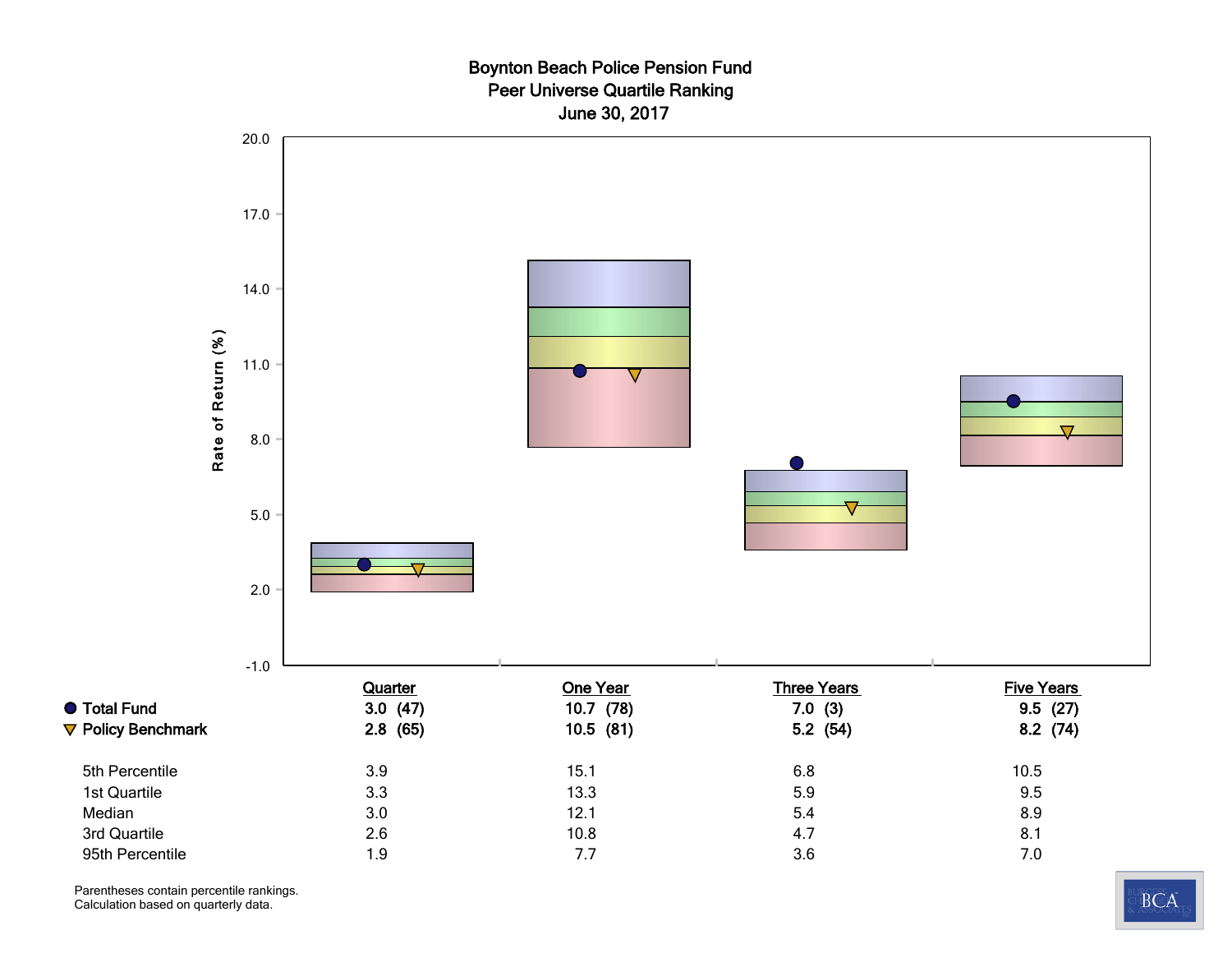# Boynton Beach Police Pension Fund
## Peer Universe Quartile Ranking
### June 30, 2017

| | Quarter | One Year | Three Years | Five Years |
|---|---|---|---|---|
| **Total Fund** | **3.0 (47)** | **10.7 (78)** | **7.0 (3)** | **9.5 (27)** |
| **Policy Benchmark** | **2.8 (65)** | **10.5 (81)** | **5.2 (54)** | **8.2 (74)** |
| 5th Percentile | 3.9 | 15.1 | 6.8 | 10.5 |
| 1st Quartile | 3.3 | 13.3 | 5.9 | 9.5 |
| Median | 3.0 | 12.1 | 5.4 | 8.9 |
| 3rd Quartile | 2.6 | 10.8 | 4.7 | 8.1 |
| 95th Percentile | 1.9 | 7.7 | 3.6 | 7.0 |

Parentheses contain percentile rankings.
Calculation based on quarterly data.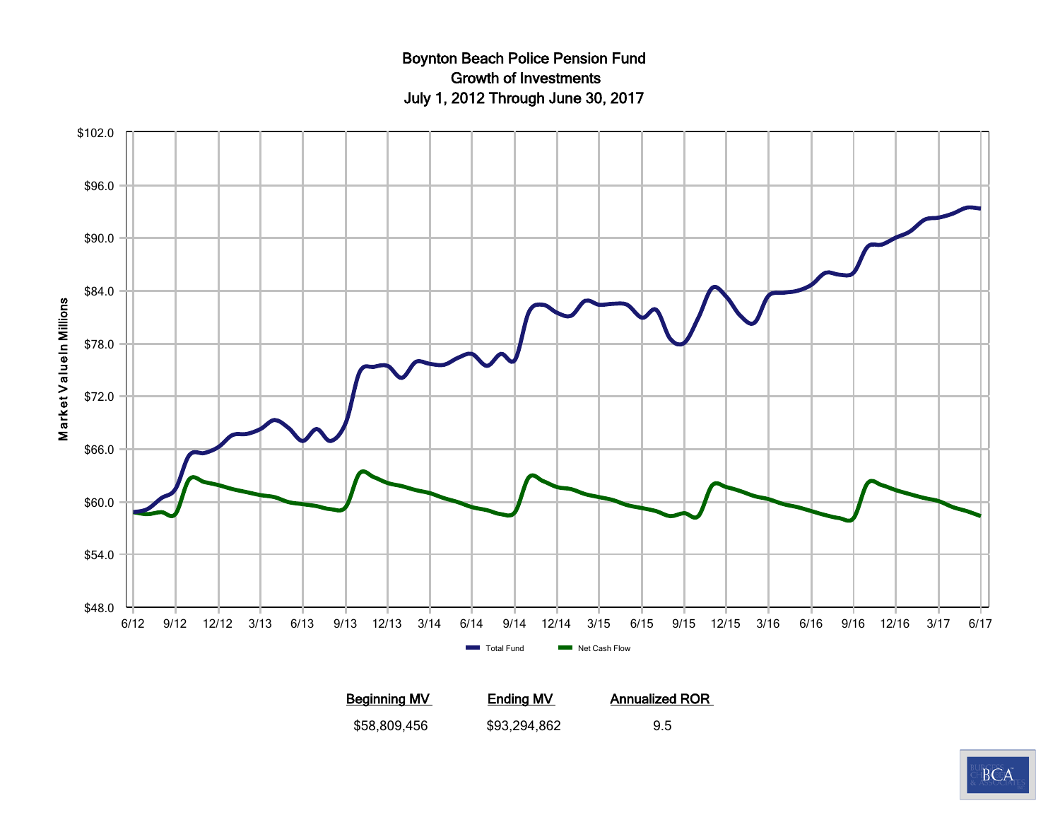# Boynton Beach Police Pension Fund
## Growth of Investments
## July 1, 2012 Through June 30, 2017

| Beginning MV | Ending MV | Annualized ROR |
|---|---|---|
| $58,809,456 | $93,294,862 | 9.5 |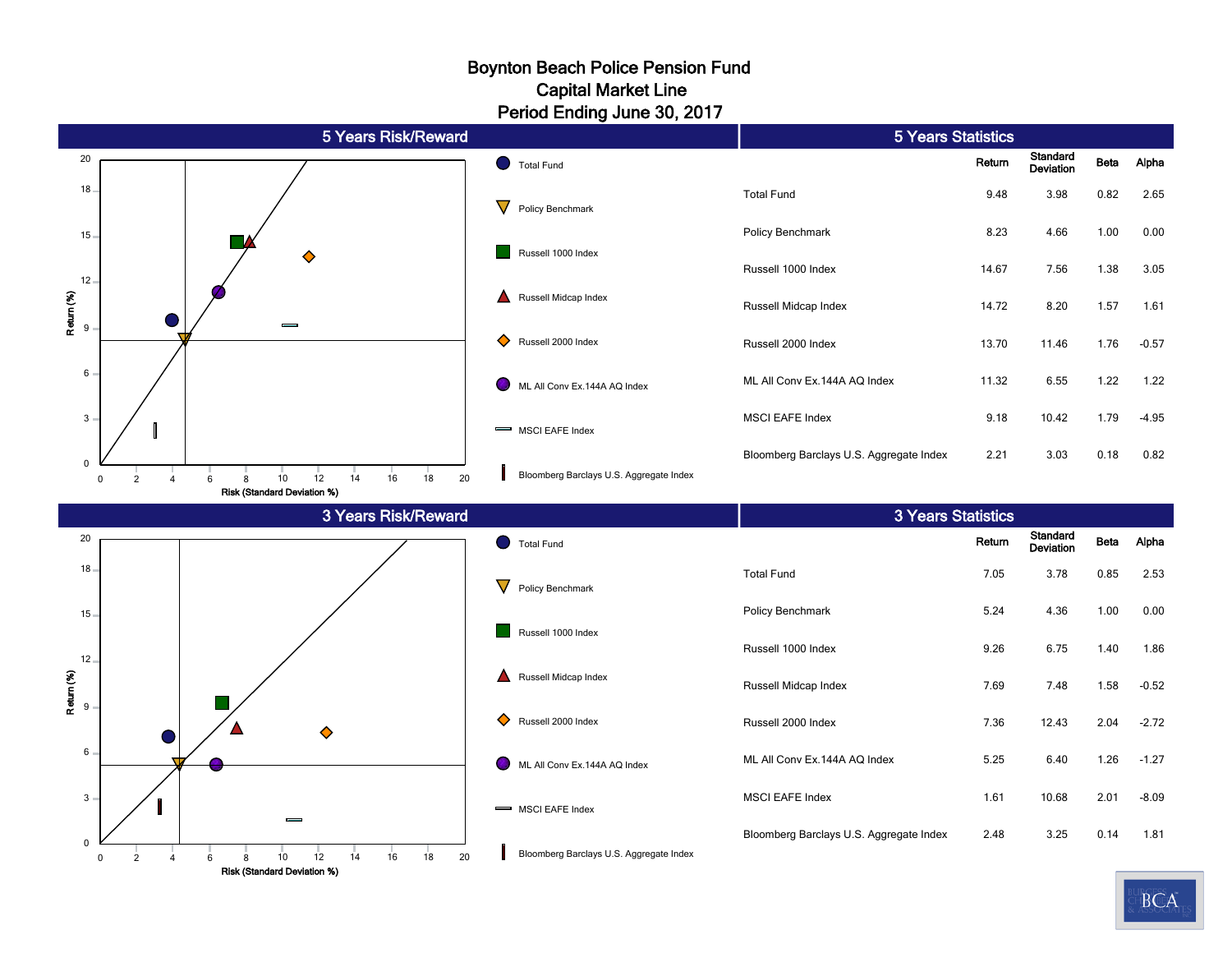# Boynton Beach Police Pension Fund
# Capital Market Line
# Period Ending June 30, 2017

## 5 Years Risk/Reward

Legend: Total Fund; Policy Benchmark; Russell 1000 Index; Russell Midcap Index; Russell 2000 Index; ML All Conv Ex.144A AQ Index; MSCI EAFE Index; Bloomberg Barclays U.S. Aggregate Index

Return (%) / Risk (Standard Deviation %)

## 5 Years Statistics

| | Return | Standard Deviation | Beta | Alpha |
|---|---|---|---|---|
| Total Fund | 9.48 | 3.98 | 0.82 | 2.65 |
| Policy Benchmark | 8.23 | 4.66 | 1.00 | 0.00 |
| Russell 1000 Index | 14.67 | 7.56 | 1.38 | 3.05 |
| Russell Midcap Index | 14.72 | 8.20 | 1.57 | 1.61 |
| Russell 2000 Index | 13.70 | 11.46 | 1.76 | -0.57 |
| ML All Conv Ex.144A AQ Index | 11.32 | 6.55 | 1.22 | 1.22 |
| MSCI EAFE Index | 9.18 | 10.42 | 1.79 | -4.95 |
| Bloomberg Barclays U.S. Aggregate Index | 2.21 | 3.03 | 0.18 | 0.82 |

## 3 Years Risk/Reward

Legend: Total Fund; Policy Benchmark; Russell 1000 Index; Russell Midcap Index; Russell 2000 Index; ML All Conv Ex.144A AQ Index; MSCI EAFE Index; Bloomberg Barclays U.S. Aggregate Index

Return (%) / Risk (Standard Deviation %)

## 3 Years Statistics

| | Return | Standard Deviation | Beta | Alpha |
|---|---|---|---|---|
| Total Fund | 7.05 | 3.78 | 0.85 | 2.53 |
| Policy Benchmark | 5.24 | 4.36 | 1.00 | 0.00 |
| Russell 1000 Index | 9.26 | 6.75 | 1.40 | 1.86 |
| Russell Midcap Index | 7.69 | 7.48 | 1.58 | -0.52 |
| Russell 2000 Index | 7.36 | 12.43 | 2.04 | -2.72 |
| ML All Conv Ex.144A AQ Index | 5.25 | 6.40 | 1.26 | -1.27 |
| MSCI EAFE Index | 1.61 | 10.68 | 2.01 | -8.09 |
| Bloomberg Barclays U.S. Aggregate Index | 2.48 | 3.25 | 0.14 | 1.81 |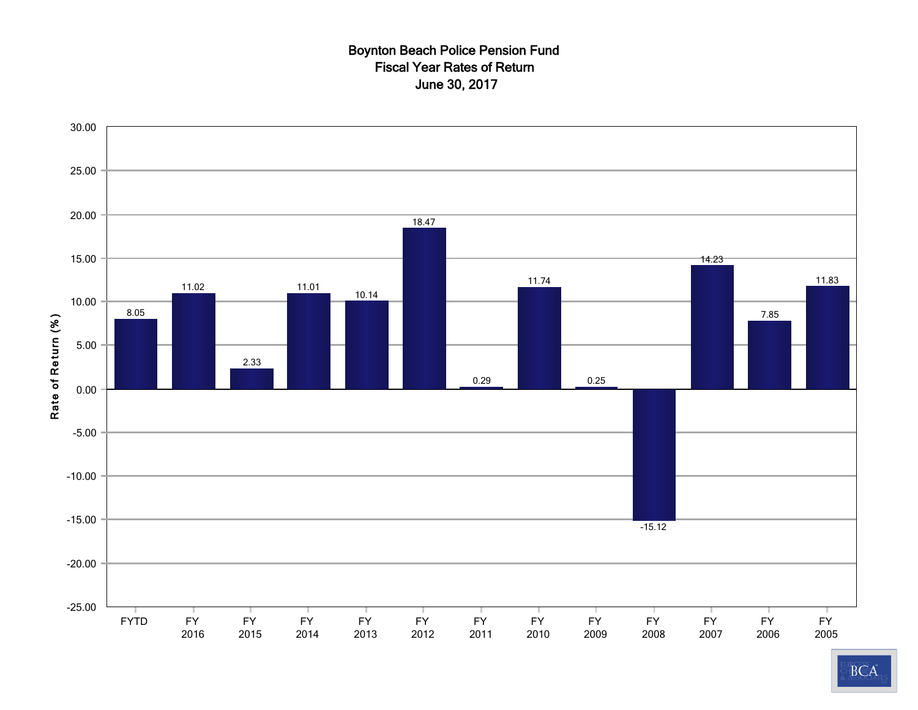# Boynton Beach Police Pension Fund
## Fiscal Year Rates of Return
## June 30, 2017

| Period | Rate of Return (%) |
|---|---|
| FYTD | 8.05 |
| FY 2016 | 11.02 |
| FY 2015 | 2.33 |
| FY 2014 | 11.01 |
| FY 2013 | 10.14 |
| FY 2012 | 18.47 |
| FY 2011 | 0.29 |
| FY 2010 | 11.74 |
| FY 2009 | 0.25 |
| FY 2008 | -15.12 |
| FY 2007 | 14.23 |
| FY 2006 | 7.85 |
| FY 2005 | 11.83 |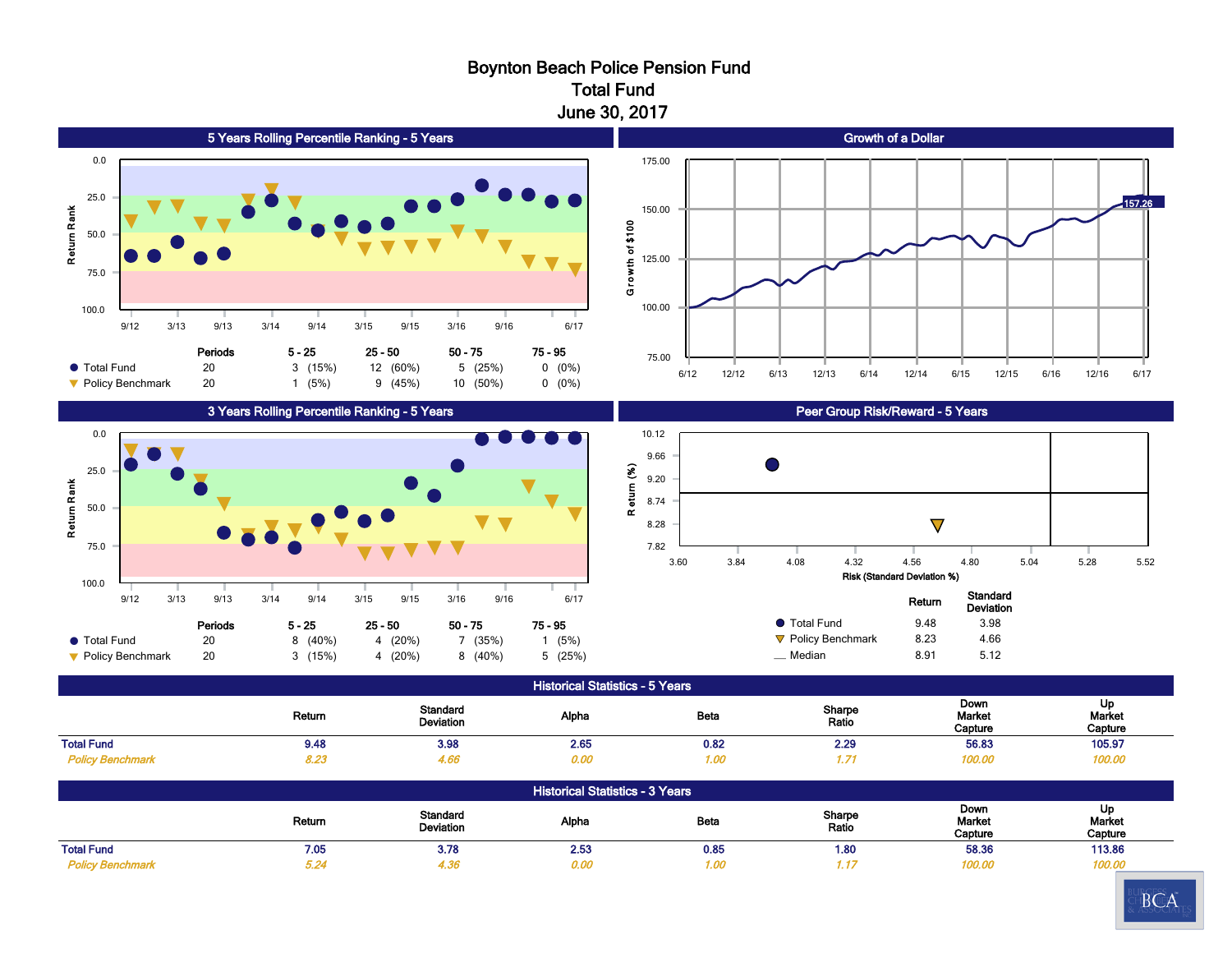# Boynton Beach Police Pension Fund
## Total Fund
## June 30, 2017

### 5 Years Rolling Percentile Ranking - 5 Years

| | Periods | 5 - 25 | 25 - 50 | 50 - 75 | 75 - 95 |
|---|---|---|---|---|---|
| Total Fund | 20 | 3 (15%) | 12 (60%) | 5 (25%) | 0 (0%) |
| Policy Benchmark | 20 | 1 (5%) | 9 (45%) | 10 (50%) | 0 (0%) |

### Growth of a Dollar

157.26

### 3 Years Rolling Percentile Ranking - 5 Years

| | Periods | 5 - 25 | 25 - 50 | 50 - 75 | 75 - 95 |
|---|---|---|---|---|---|
| Total Fund | 20 | 8 (40%) | 4 (20%) | 7 (35%) | 1 (5%) |
| Policy Benchmark | 20 | 3 (15%) | 4 (20%) | 8 (40%) | 5 (25%) |

### Peer Group Risk/Reward - 5 Years

| | Return | Standard Deviation |
|---|---|---|
| Total Fund | 9.48 | 3.98 |
| Policy Benchmark | 8.23 | 4.66 |
| Median | 8.91 | 5.12 |

### Historical Statistics - 5 Years

| | Return | Standard Deviation | Alpha | Beta | Sharpe Ratio | Down Market Capture | Up Market Capture |
|---|---|---|---|---|---|---|---|
| **Total Fund** | 9.48 | 3.98 | 2.65 | 0.82 | 2.29 | 56.83 | 105.97 |
| *Policy Benchmark* | *8.23* | *4.66* | *0.00* | *1.00* | *1.71* | *100.00* | *100.00* |

### Historical Statistics - 3 Years

| | Return | Standard Deviation | Alpha | Beta | Sharpe Ratio | Down Market Capture | Up Market Capture |
|---|---|---|---|---|---|---|---|
| **Total Fund** | 7.05 | 3.78 | 2.53 | 0.85 | 1.80 | 58.36 | 113.86 |
| *Policy Benchmark* | *5.24* | *4.36* | *0.00* | *1.00* | *1.17* | *100.00* | *100.00* |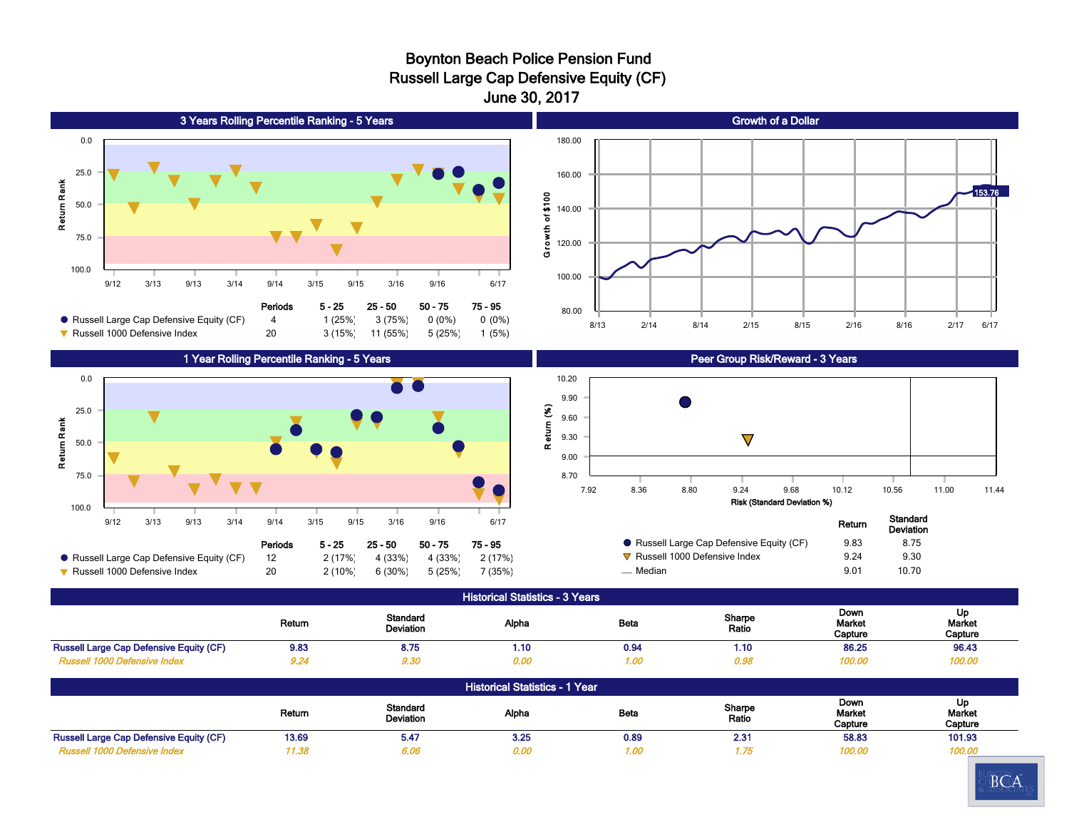# Boynton Beach Police Pension Fund
## Russell Large Cap Defensive Equity (CF)
### June 30, 2017

## 3 Years Rolling Percentile Ranking - 5 Years

| | Periods | 5 - 25 | 25 - 50 | 50 - 75 | 75 - 95 |
|---|---|---|---|---|---|
| Russell Large Cap Defensive Equity (CF) | 4 | 1 (25%) | 3 (75%) | 0 (0%) | 0 (0%) |
| Russell 1000 Defensive Index | 20 | 3 (15%) | 11 (55%) | 5 (25%) | 1 (5%) |

## Growth of a Dollar

153.76

## 1 Year Rolling Percentile Ranking - 5 Years

| | Periods | 5 - 25 | 25 - 50 | 50 - 75 | 75 - 95 |
|---|---|---|---|---|---|
| Russell Large Cap Defensive Equity (CF) | 12 | 2 (17%) | 4 (33%) | 4 (33%) | 2 (17%) |
| Russell 1000 Defensive Index | 20 | 2 (10%) | 6 (30%) | 5 (25%) | 7 (35%) |

## Peer Group Risk/Reward - 3 Years

| | Return | Standard Deviation |
|---|---|---|
| Russell Large Cap Defensive Equity (CF) | 9.83 | 8.75 |
| Russell 1000 Defensive Index | 9.24 | 9.30 |
| Median | 9.01 | 10.70 |

## Historical Statistics - 3 Years

| | Return | Standard Deviation | Alpha | Beta | Sharpe Ratio | Down Market Capture | Up Market Capture |
|---|---|---|---|---|---|---|---|
| Russell Large Cap Defensive Equity (CF) | 9.83 | 8.75 | 1.10 | 0.94 | 1.10 | 86.25 | 96.43 |
| *Russell 1000 Defensive Index* | *9.24* | *9.30* | *0.00* | *1.00* | *0.98* | *100.00* | *100.00* |

## Historical Statistics - 1 Year

| | Return | Standard Deviation | Alpha | Beta | Sharpe Ratio | Down Market Capture | Up Market Capture |
|---|---|---|---|---|---|---|---|
| Russell Large Cap Defensive Equity (CF) | 13.69 | 5.47 | 3.25 | 0.89 | 2.31 | 58.83 | 101.93 |
| *Russell 1000 Defensive Index* | *11.38* | *6.06* | *0.00* | *1.00* | *1.75* | *100.00* | *100.00* |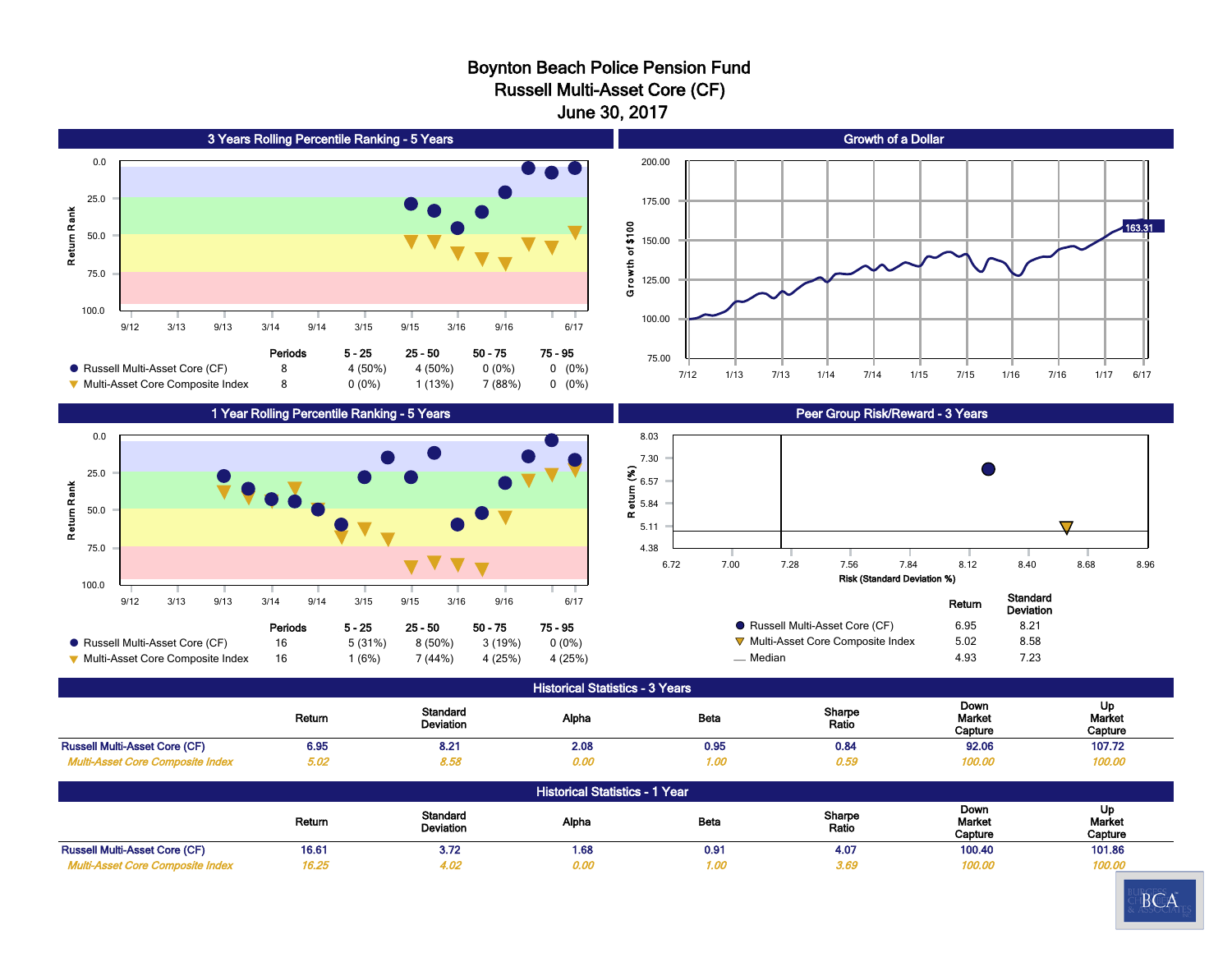# Boynton Beach Police Pension Fund
## Russell Multi-Asset Core (CF)
### June 30, 2017

## 3 Years Rolling Percentile Ranking - 5 Years

| | Periods | 5 - 25 | 25 - 50 | 50 - 75 | 75 - 95 |
|---|---|---|---|---|---|
| Russell Multi-Asset Core (CF) | 8 | 4 (50%) | 4 (50%) | 0 (0%) | 0 (0%) |
| Multi-Asset Core Composite Index | 8 | 0 (0%) | 1 (13%) | 7 (88%) | 0 (0%) |

## Growth of a Dollar

163.31

## 1 Year Rolling Percentile Ranking - 5 Years

| | Periods | 5 - 25 | 25 - 50 | 50 - 75 | 75 - 95 |
|---|---|---|---|---|---|
| Russell Multi-Asset Core (CF) | 16 | 5 (31%) | 8 (50%) | 3 (19%) | 0 (0%) |
| Multi-Asset Core Composite Index | 16 | 1 (6%) | 7 (44%) | 4 (25%) | 4 (25%) |

## Peer Group Risk/Reward - 3 Years

| | Return | Standard Deviation |
|---|---|---|
| Russell Multi-Asset Core (CF) | 6.95 | 8.21 |
| Multi-Asset Core Composite Index | 5.02 | 8.58 |
| Median | 4.93 | 7.23 |

## Historical Statistics - 3 Years

| | Return | Standard Deviation | Alpha | Beta | Sharpe Ratio | Down Market Capture | Up Market Capture |
|---|---|---|---|---|---|---|---|
| Russell Multi-Asset Core (CF) | 6.95 | 8.21 | 2.08 | 0.95 | 0.84 | 92.06 | 107.72 |
| *Multi-Asset Core Composite Index* | *5.02* | *8.58* | *0.00* | *1.00* | *0.59* | *100.00* | *100.00* |

## Historical Statistics - 1 Year

| | Return | Standard Deviation | Alpha | Beta | Sharpe Ratio | Down Market Capture | Up Market Capture |
|---|---|---|---|---|---|---|---|
| Russell Multi-Asset Core (CF) | 16.61 | 3.72 | 1.68 | 0.91 | 4.07 | 100.40 | 101.86 |
| *Multi-Asset Core Composite Index* | *16.25* | *4.02* | *0.00* | *1.00* | *3.69* | *100.00* | *100.00* |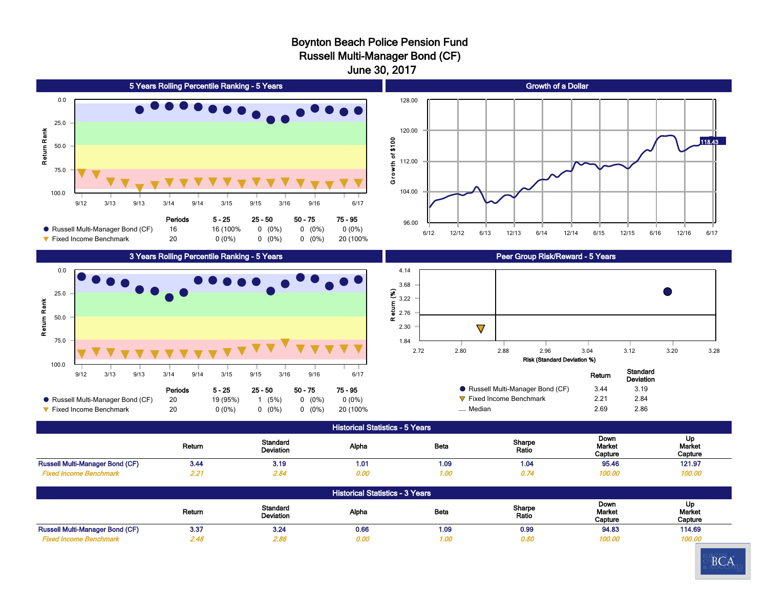# Boynton Beach Police Pension Fund
## Russell Multi-Manager Bond (CF)
### June 30, 2017

## 5 Years Rolling Percentile Ranking - 5 Years

| | Periods | 5 - 25 | 25 - 50 | 50 - 75 | 75 - 95 |
|---|---|---|---|---|---|
| Russell Multi-Manager Bond (CF) | 16 | 16 (100% | 0 (0%) | 0 (0%) | 0 (0%) |
| Fixed Income Benchmark | 20 | 0 (0%) | 0 (0%) | 0 (0%) | 20 (100% |

## Growth of a Dollar

118.43

## 3 Years Rolling Percentile Ranking - 5 Years

| | Periods | 5 - 25 | 25 - 50 | 50 - 75 | 75 - 95 |
|---|---|---|---|---|---|
| Russell Multi-Manager Bond (CF) | 20 | 19 (95%) | 1 (5%) | 0 (0%) | 0 (0%) |
| Fixed Income Benchmark | 20 | 0 (0%) | 0 (0%) | 0 (0%) | 20 (100% |

## Peer Group Risk/Reward - 5 Years

| | Return | Standard Deviation |
|---|---|---|
| Russell Multi-Manager Bond (CF) | 3.44 | 3.19 |
| Fixed Income Benchmark | 2.21 | 2.84 |
| Median | 2.69 | 2.86 |

## Historical Statistics - 5 Years

| | Return | Standard Deviation | Alpha | Beta | Sharpe Ratio | Down Market Capture | Up Market Capture |
|---|---|---|---|---|---|---|---|
| Russell Multi-Manager Bond (CF) | 3.44 | 3.19 | 1.01 | 1.09 | 1.04 | 95.46 | 121.97 |
| *Fixed Income Benchmark* | *2.21* | *2.84* | *0.00* | *1.00* | *0.74* | *100.00* | *100.00* |

## Historical Statistics - 3 Years

| | Return | Standard Deviation | Alpha | Beta | Sharpe Ratio | Down Market Capture | Up Market Capture |
|---|---|---|---|---|---|---|---|
| Russell Multi-Manager Bond (CF) | 3.37 | 3.24 | 0.66 | 1.09 | 0.99 | 94.83 | 114.69 |
| *Fixed Income Benchmark* | *2.48* | *2.86* | *0.00* | *1.00* | *0.80* | *100.00* | *100.00* |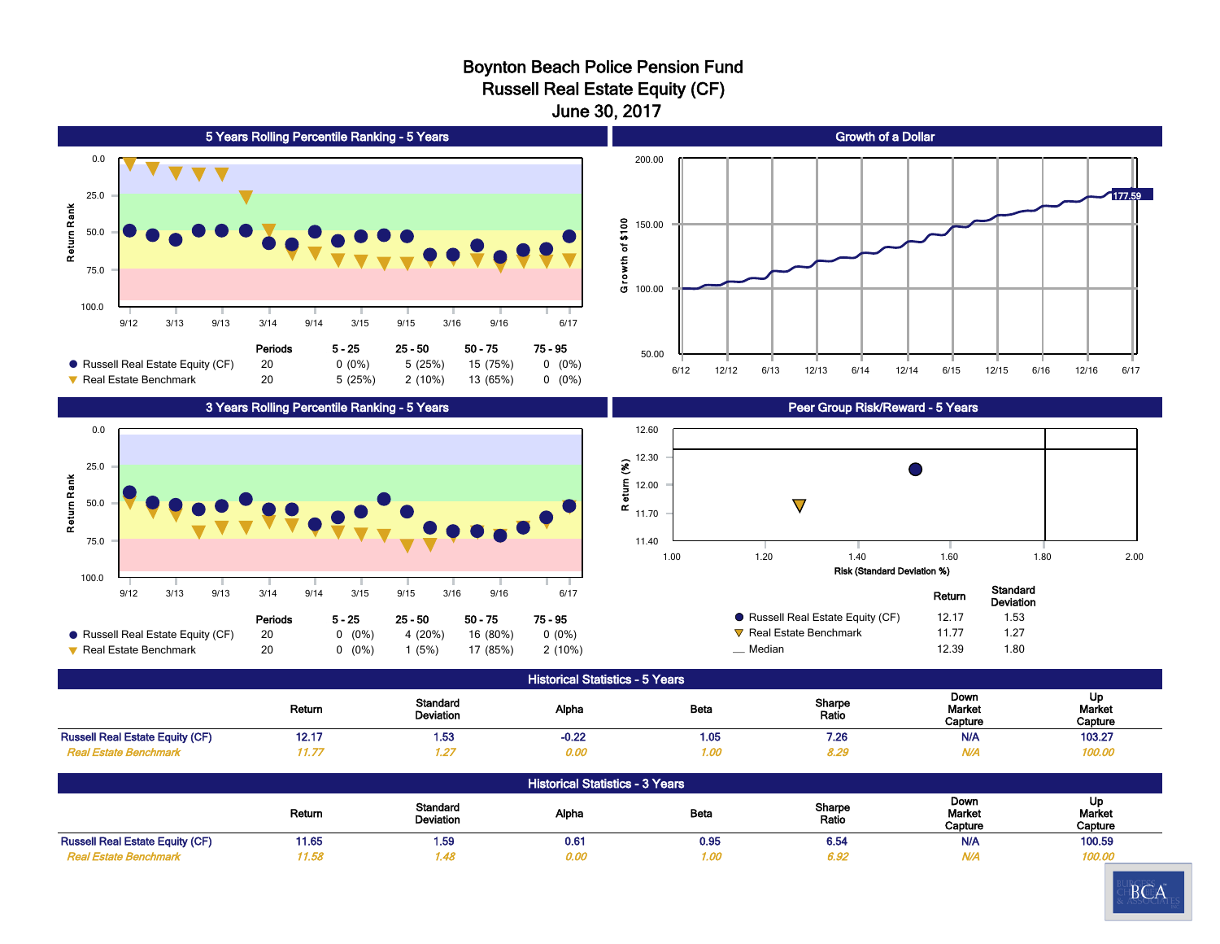# Boynton Beach Police Pension Fund
## Russell Real Estate Equity (CF)
## June 30, 2017

### 5 Years Rolling Percentile Ranking - 5 Years

| | Periods | 5 - 25 | 25 - 50 | 50 - 75 | 75 - 95 |
|---|---|---|---|---|---|
| Russell Real Estate Equity (CF) | 20 | 0 (0%) | 5 (25%) | 15 (75%) | 0 (0%) |
| Real Estate Benchmark | 20 | 5 (25%) | 2 (10%) | 13 (65%) | 0 (0%) |

### Growth of a Dollar

177.59

### 3 Years Rolling Percentile Ranking - 5 Years

| | Periods | 5 - 25 | 25 - 50 | 50 - 75 | 75 - 95 |
|---|---|---|---|---|---|
| Russell Real Estate Equity (CF) | 20 | 0 (0%) | 4 (20%) | 16 (80%) | 0 (0%) |
| Real Estate Benchmark | 20 | 0 (0%) | 1 (5%) | 17 (85%) | 2 (10%) |

### Peer Group Risk/Reward - 5 Years

| | Return | Standard Deviation |
|---|---|---|
| Russell Real Estate Equity (CF) | 12.17 | 1.53 |
| Real Estate Benchmark | 11.77 | 1.27 |
| Median | 12.39 | 1.80 |

### Historical Statistics - 5 Years

| | Return | Standard Deviation | Alpha | Beta | Sharpe Ratio | Down Market Capture | Up Market Capture |
|---|---|---|---|---|---|---|---|
| Russell Real Estate Equity (CF) | 12.17 | 1.53 | -0.22 | 1.05 | 7.26 | N/A | 103.27 |
| *Real Estate Benchmark* | *11.77* | *1.27* | *0.00* | *1.00* | *8.29* | *N/A* | *100.00* |

### Historical Statistics - 3 Years

| | Return | Standard Deviation | Alpha | Beta | Sharpe Ratio | Down Market Capture | Up Market Capture |
|---|---|---|---|---|---|---|---|
| Russell Real Estate Equity (CF) | 11.65 | 1.59 | 0.61 | 0.95 | 6.54 | N/A | 100.59 |
| *Real Estate Benchmark* | *11.58* | *1.48* | *0.00* | *1.00* | *6.92* | *N/A* | *100.00* |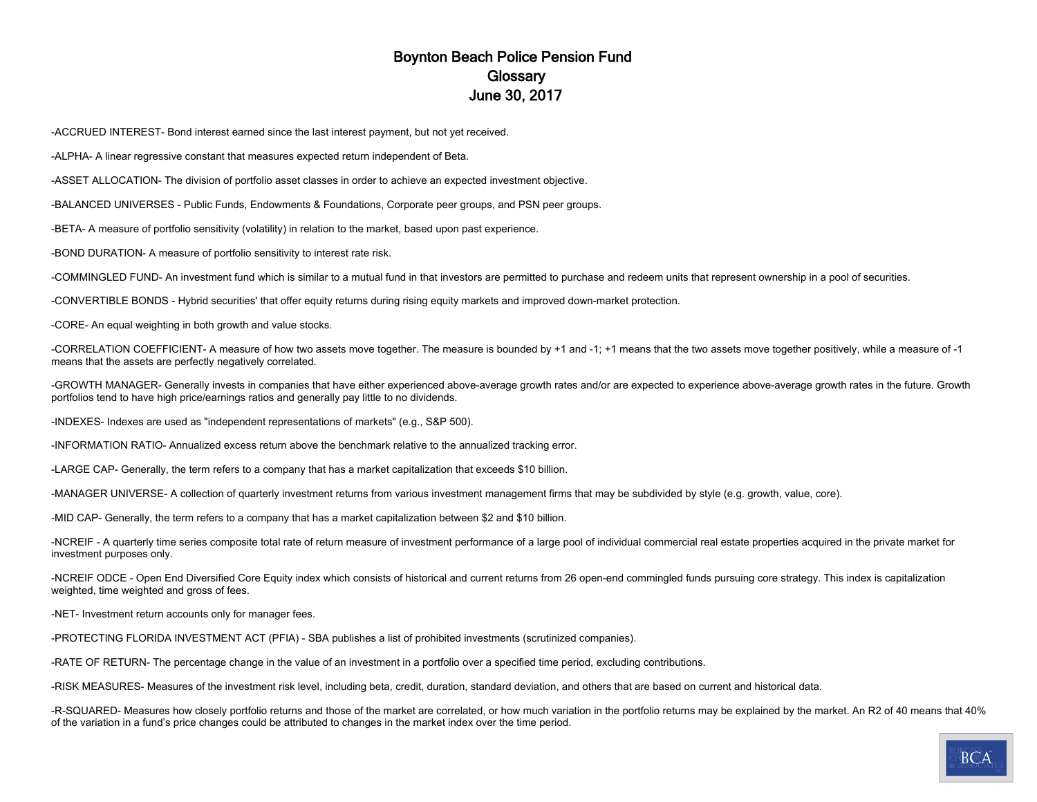# Boynton Beach Police Pension Fund
## Glossary
## June 30, 2017

-ACCRUED INTEREST- Bond interest earned since the last interest payment, but not yet received.

-ALPHA- A linear regressive constant that measures expected return independent of Beta.

-ASSET ALLOCATION- The division of portfolio asset classes in order to achieve an expected investment objective.

-BALANCED UNIVERSES - Public Funds, Endowments & Foundations, Corporate peer groups, and PSN peer groups.

-BETA- A measure of portfolio sensitivity (volatility) in relation to the market, based upon past experience.

-BOND DURATION- A measure of portfolio sensitivity to interest rate risk.

-COMMINGLED FUND- An investment fund which is similar to a mutual fund in that investors are permitted to purchase and redeem units that represent ownership in a pool of securities.

-CONVERTIBLE BONDS - Hybrid securities' that offer equity returns during rising equity markets and improved down-market protection.

-CORE- An equal weighting in both growth and value stocks.

-CORRELATION COEFFICIENT- A measure of how two assets move together. The measure is bounded by +1 and -1; +1 means that the two assets move together positively, while a measure of -1 means that the assets are perfectly negatively correlated.

-GROWTH MANAGER- Generally invests in companies that have either experienced above-average growth rates and/or are expected to experience above-average growth rates in the future. Growth portfolios tend to have high price/earnings ratios and generally pay little to no dividends.

-INDEXES- Indexes are used as "independent representations of markets" (e.g., S&P 500).

-INFORMATION RATIO- Annualized excess return above the benchmark relative to the annualized tracking error.

-LARGE CAP- Generally, the term refers to a company that has a market capitalization that exceeds $10 billion.

-MANAGER UNIVERSE- A collection of quarterly investment returns from various investment management firms that may be subdivided by style (e.g. growth, value, core).

-MID CAP- Generally, the term refers to a company that has a market capitalization between $2 and $10 billion.

-NCREIF - A quarterly time series composite total rate of return measure of investment performance of a large pool of individual commercial real estate properties acquired in the private market for investment purposes only.

-NCREIF ODCE - Open End Diversified Core Equity index which consists of historical and current returns from 26 open-end commingled funds pursuing core strategy. This index is capitalization weighted, time weighted and gross of fees.

-NET- Investment return accounts only for manager fees.

-PROTECTING FLORIDA INVESTMENT ACT (PFIA) - SBA publishes a list of prohibited investments (scrutinized companies).

-RATE OF RETURN- The percentage change in the value of an investment in a portfolio over a specified time period, excluding contributions.

-RISK MEASURES- Measures of the investment risk level, including beta, credit, duration, standard deviation, and others that are based on current and historical data.

-R-SQUARED- Measures how closely portfolio returns and those of the market are correlated, or how much variation in the portfolio returns may be explained by the market. An R2 of 40 means that 40% of the variation in a fund's price changes could be attributed to changes in the market index over the time period.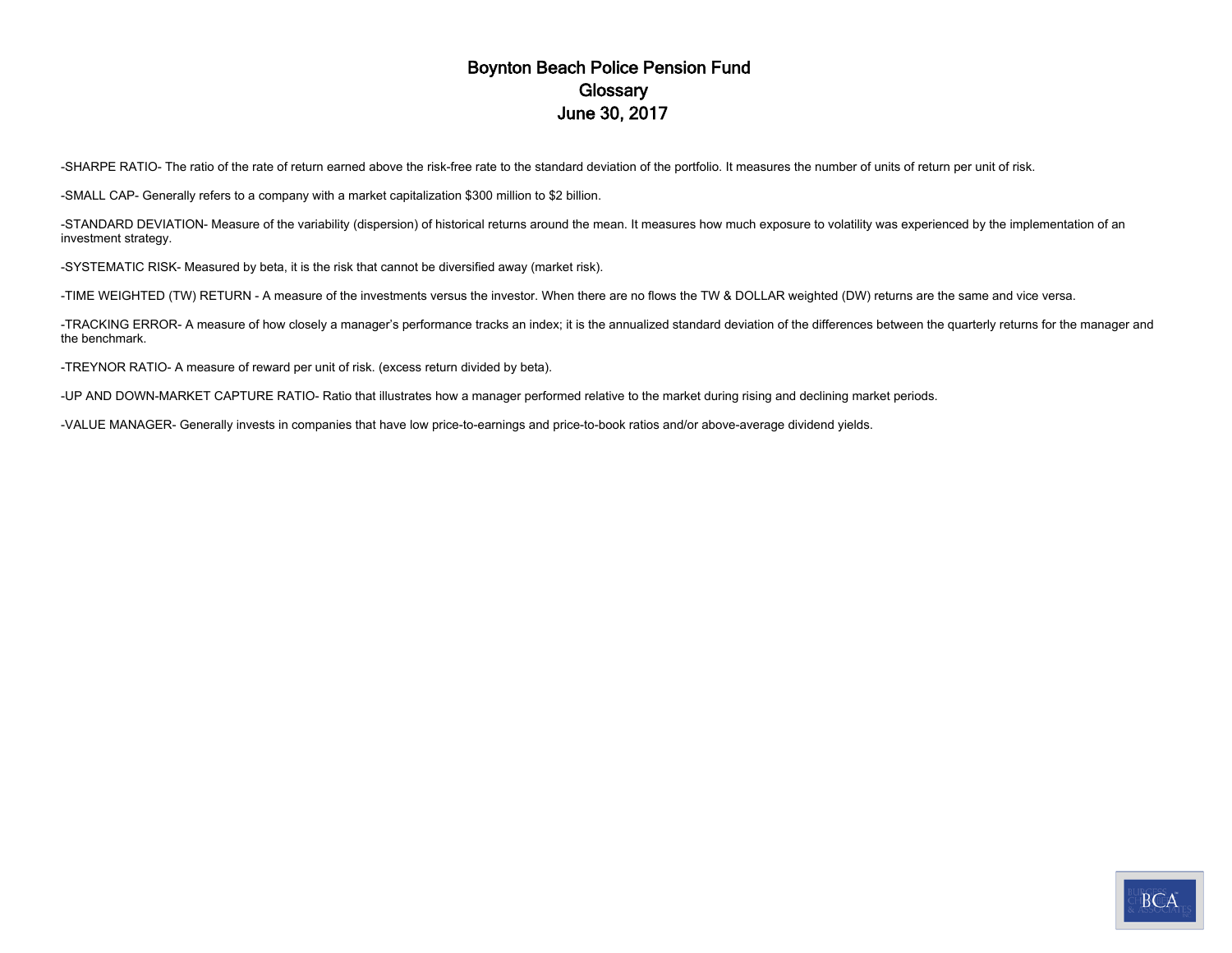# Boynton Beach Police Pension Fund
## Glossary
## June 30, 2017

-SHARPE RATIO- The ratio of the rate of return earned above the risk-free rate to the standard deviation of the portfolio. It measures the number of units of return per unit of risk.

-SMALL CAP- Generally refers to a company with a market capitalization $300 million to $2 billion.

-STANDARD DEVIATION- Measure of the variability (dispersion) of historical returns around the mean. It measures how much exposure to volatility was experienced by the implementation of an investment strategy.

-SYSTEMATIC RISK- Measured by beta, it is the risk that cannot be diversified away (market risk).

-TIME WEIGHTED (TW) RETURN - A measure of the investments versus the investor. When there are no flows the TW & DOLLAR weighted (DW) returns are the same and vice versa.

-TRACKING ERROR- A measure of how closely a manager's performance tracks an index; it is the annualized standard deviation of the differences between the quarterly returns for the manager and the benchmark.

-TREYNOR RATIO- A measure of reward per unit of risk. (excess return divided by beta).

-UP AND DOWN-MARKET CAPTURE RATIO- Ratio that illustrates how a manager performed relative to the market during rising and declining market periods.

-VALUE MANAGER- Generally invests in companies that have low price-to-earnings and price-to-book ratios and/or above-average dividend yields.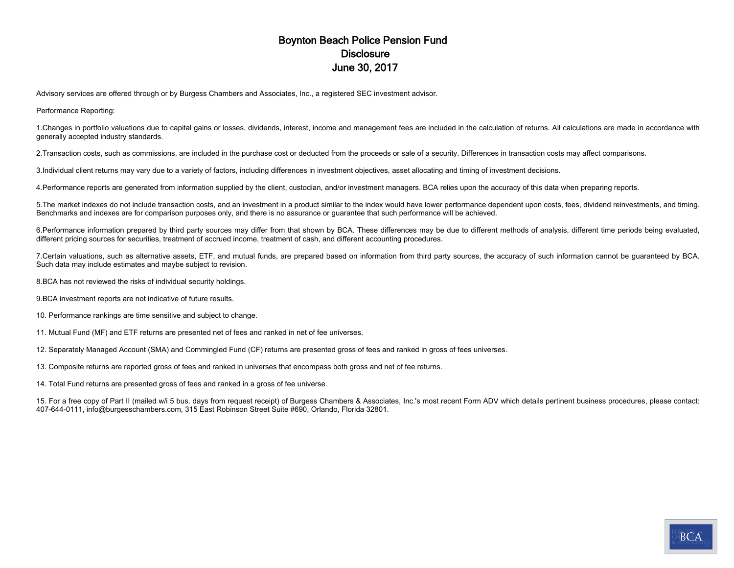# Boynton Beach Police Pension Fund
## Disclosure
## June 30, 2017

Advisory services are offered through or by Burgess Chambers and Associates, Inc., a registered SEC investment advisor.

Performance Reporting:

1.Changes in portfolio valuations due to capital gains or losses, dividends, interest, income and management fees are included in the calculation of returns. All calculations are made in accordance with generally accepted industry standards.

2.Transaction costs, such as commissions, are included in the purchase cost or deducted from the proceeds or sale of a security. Differences in transaction costs may affect comparisons.

3.Individual client returns may vary due to a variety of factors, including differences in investment objectives, asset allocating and timing of investment decisions.

4.Performance reports are generated from information supplied by the client, custodian, and/or investment managers. BCA relies upon the accuracy of this data when preparing reports.

5.The market indexes do not include transaction costs, and an investment in a product similar to the index would have lower performance dependent upon costs, fees, dividend reinvestments, and timing. Benchmarks and indexes are for comparison purposes only, and there is no assurance or guarantee that such performance will be achieved.

6.Performance information prepared by third party sources may differ from that shown by BCA. These differences may be due to different methods of analysis, different time periods being evaluated, different pricing sources for securities, treatment of accrued income, treatment of cash, and different accounting procedures.

7.Certain valuations, such as alternative assets, ETF, and mutual funds, are prepared based on information from third party sources, the accuracy of such information cannot be guaranteed by BCA. Such data may include estimates and maybe subject to revision.

8.BCA has not reviewed the risks of individual security holdings.

9.BCA investment reports are not indicative of future results.

10. Performance rankings are time sensitive and subject to change.

11. Mutual Fund (MF) and ETF returns are presented net of fees and ranked in net of fee universes.

12. Separately Managed Account (SMA) and Commingled Fund (CF) returns are presented gross of fees and ranked in gross of fees universes.

13. Composite returns are reported gross of fees and ranked in universes that encompass both gross and net of fee returns.

14. Total Fund returns are presented gross of fees and ranked in a gross of fee universe.

15. For a free copy of Part II (mailed w/i 5 bus. days from request receipt) of Burgess Chambers & Associates, Inc.'s most recent Form ADV which details pertinent business procedures, please contact: 407-644-0111, info@burgesschambers.com, 315 East Robinson Street Suite #690, Orlando, Florida 32801.